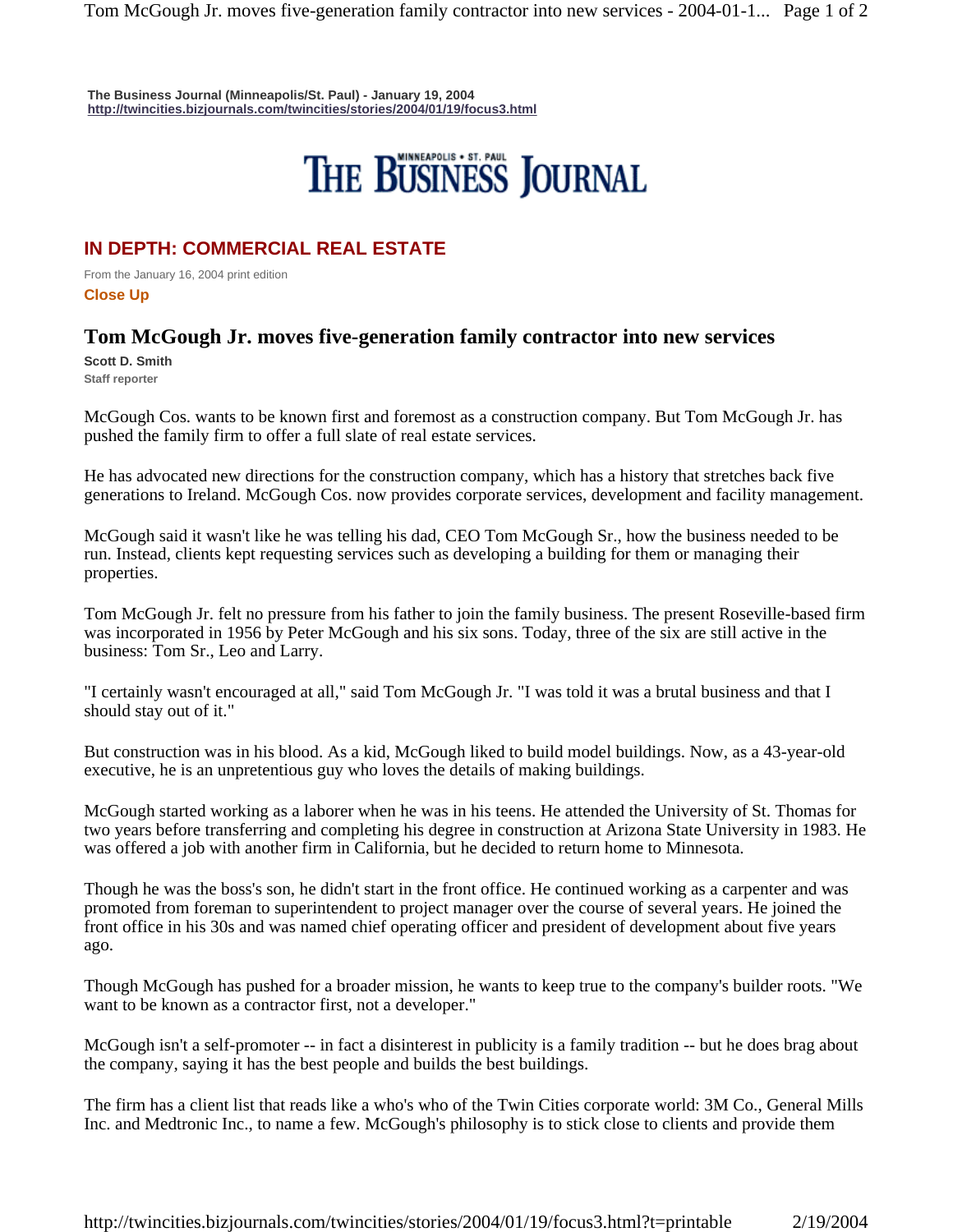**The Business Journal (Minneapolis/St. Paul) - January 19, 2004**
**http://twincities.bizjournals.com/twincities/stories/2004/01/19/focus3.html**

THE BUSINESS JOURNAL (MINNEAPOLIS • ST. PAUL)

## IN DEPTH: COMMERCIAL REAL ESTATE

From the January 16, 2004 print edition

**Close Up**

# Tom McGough Jr. moves five-generation family contractor into new services

**Scott D. Smith**
Staff reporter

McGough Cos. wants to be known first and foremost as a construction company. But Tom McGough Jr. has pushed the family firm to offer a full slate of real estate services.

He has advocated new directions for the construction company, which has a history that stretches back five generations to Ireland. McGough Cos. now provides corporate services, development and facility management.

McGough said it wasn't like he was telling his dad, CEO Tom McGough Sr., how the business needed to be run. Instead, clients kept requesting services such as developing a building for them or managing their properties.

Tom McGough Jr. felt no pressure from his father to join the family business. The present Roseville-based firm was incorporated in 1956 by Peter McGough and his six sons. Today, three of the six are still active in the business: Tom Sr., Leo and Larry.

"I certainly wasn't encouraged at all," said Tom McGough Jr. "I was told it was a brutal business and that I should stay out of it."

But construction was in his blood. As a kid, McGough liked to build model buildings. Now, as a 43-year-old executive, he is an unpretentious guy who loves the details of making buildings.

McGough started working as a laborer when he was in his teens. He attended the University of St. Thomas for two years before transferring and completing his degree in construction at Arizona State University in 1983. He was offered a job with another firm in California, but he decided to return home to Minnesota.

Though he was the boss's son, he didn't start in the front office. He continued working as a carpenter and was promoted from foreman to superintendent to project manager over the course of several years. He joined the front office in his 30s and was named chief operating officer and president of development about five years ago.

Though McGough has pushed for a broader mission, he wants to keep true to the company's builder roots. "We want to be known as a contractor first, not a developer."

McGough isn't a self-promoter -- in fact a disinterest in publicity is a family tradition -- but he does brag about the company, saying it has the best people and builds the best buildings.

The firm has a client list that reads like a who's who of the Twin Cities corporate world: 3M Co., General Mills Inc. and Medtronic Inc., to name a few. McGough's philosophy is to stick close to clients and provide them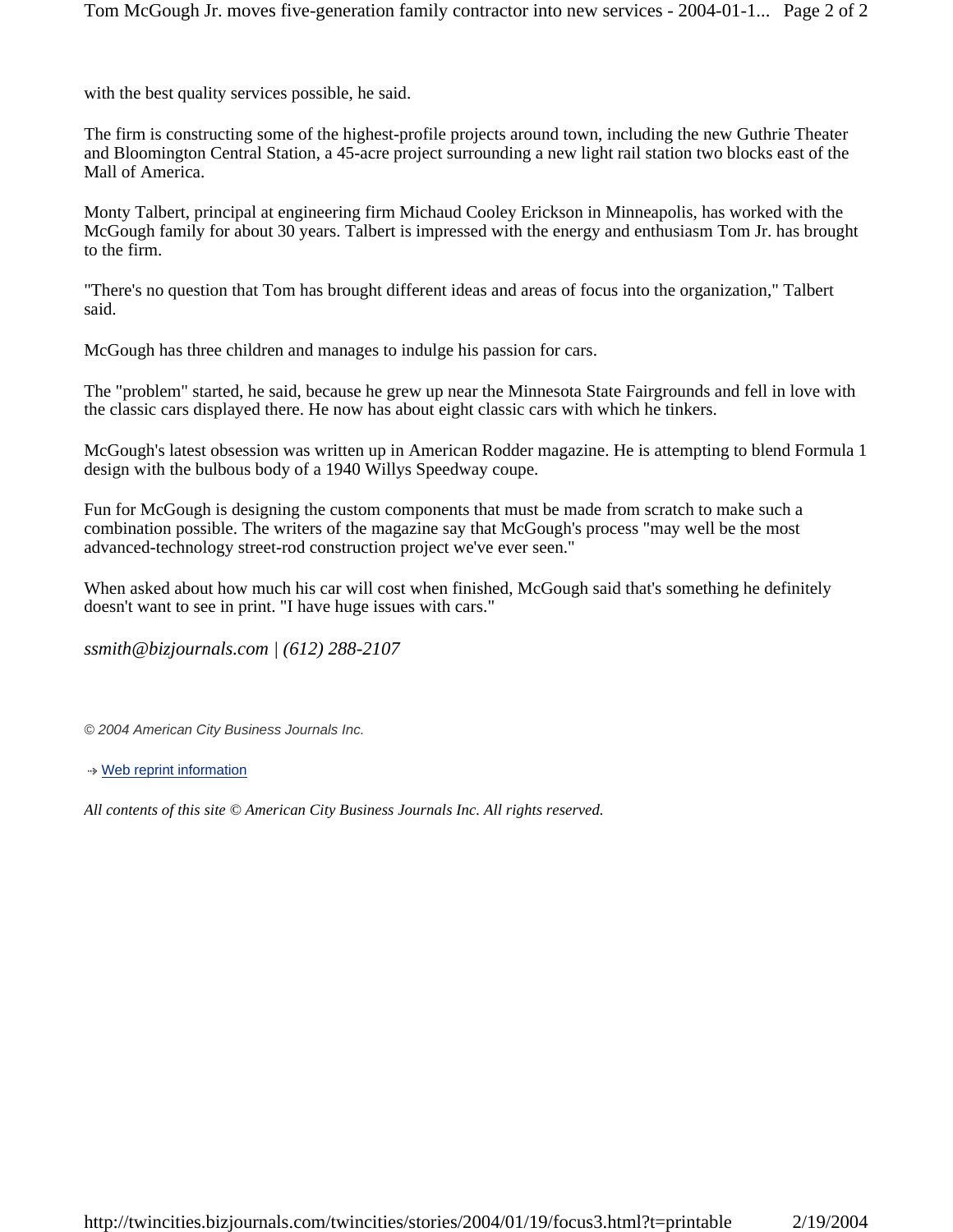with the best quality services possible, he said.

The firm is constructing some of the highest-profile projects around town, including the new Guthrie Theater and Bloomington Central Station, a 45-acre project surrounding a new light rail station two blocks east of the Mall of America.

Monty Talbert, principal at engineering firm Michaud Cooley Erickson in Minneapolis, has worked with the McGough family for about 30 years. Talbert is impressed with the energy and enthusiasm Tom Jr. has brought to the firm.

"There's no question that Tom has brought different ideas and areas of focus into the organization," Talbert said.

McGough has three children and manages to indulge his passion for cars.

The "problem" started, he said, because he grew up near the Minnesota State Fairgrounds and fell in love with the classic cars displayed there. He now has about eight classic cars with which he tinkers.

McGough's latest obsession was written up in American Rodder magazine. He is attempting to blend Formula 1 design with the bulbous body of a 1940 Willys Speedway coupe.

Fun for McGough is designing the custom components that must be made from scratch to make such a combination possible. The writers of the magazine say that McGough's process "may well be the most advanced-technology street-rod construction project we've ever seen."

When asked about how much his car will cost when finished, McGough said that's something he definitely doesn't want to see in print. "I have huge issues with cars."

*ssmith@bizjournals.com | (612) 288-2107*

*© 2004 American City Business Journals Inc.*

Web reprint information

*All contents of this site © American City Business Journals Inc. All rights reserved.*